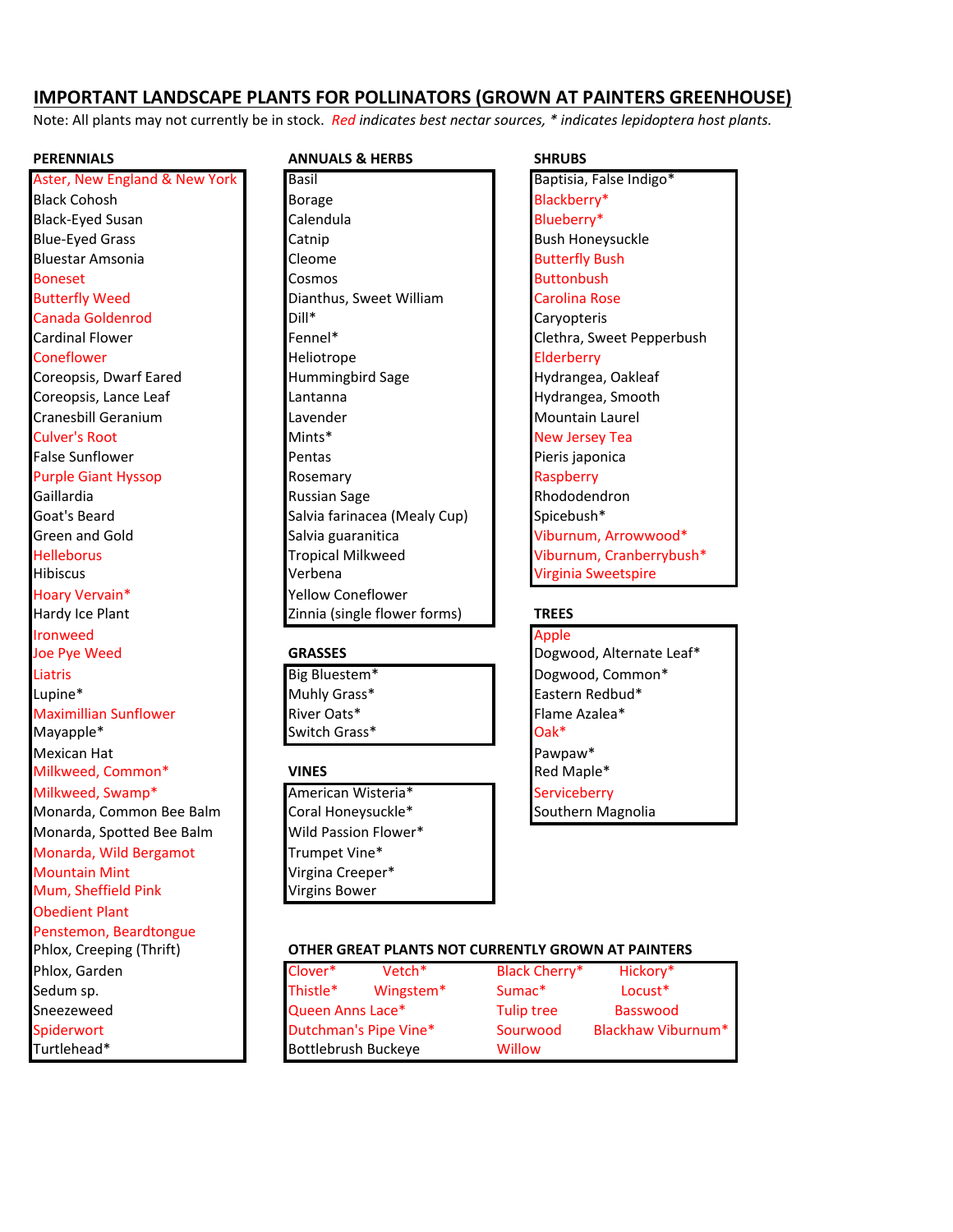# IMPORTANT LANDSCAPE PLANTS FOR POLLINATORS (GROWN AT PAINTERS GREENHOUSE)

Note: All plants may not currently be in stock. *Red indicates best nectar sources, * indicates lepidoptera host plants.*

## PERENNIALS

- Aster, New England & New York
- Black Cohosh
- Black-Eyed Susan
- Blue-Eyed Grass
- Bluestar Amsonia
- Boneset
- Butterfly Weed
- Canada Goldenrod
- Cardinal Flower
- Coneflower
- Coreopsis, Dwarf Eared
- Coreopsis, Lance Leaf
- Cranesbill Geranium
- Culver's Root
- False Sunflower
- Purple Giant Hyssop
- Gaillardia
- Goat's Beard
- Green and Gold
- Helleborus
- Hibiscus
- Hoary Vervain*
- Hardy Ice Plant
- Ironweed
- Joe Pye Weed
- Liatris
- Lupine*
- Maximillian Sunflower
- Mayapple*
- Mexican Hat
- Milkweed, Common*
- Milkweed, Swamp*
- Monarda, Common Bee Balm
- Monarda, Spotted Bee Balm
- Monarda, Wild Bergamot
- Mountain Mint
- Mum, Sheffield Pink
- Obedient Plant
- Penstemon, Beardtongue
- Phlox, Creeping (Thrift)
- Phlox, Garden
- Sedum sp.
- Sneezeweed
- Spiderwort
- Turtlehead*

## ANNUALS & HERBS

- Basil
- Borage
- Calendula
- Catnip
- Cleome
- Cosmos
- Dianthus, Sweet William
- Dill*
- Fennel*
- Heliotrope
- Hummingbird Sage
- Lantanna
- Lavender
- Mints*
- Pentas
- Rosemary
- Russian Sage
- Salvia farinacea (Mealy Cup)
- Salvia guaranitica
- Tropical Milkweed
- Verbena
- Yellow Coneflower
- Zinnia (single flower forms)

## GRASSES

- Big Bluestem*
- Muhly Grass*
- River Oats*
- Switch Grass*

## VINES

- American Wisteria*
- Coral Honeysuckle*
- Wild Passion Flower*
- Trumpet Vine*
- Virgina Creeper*
- Virgins Bower

## SHRUBS

- Baptisia, False Indigo*
- Blackberry*
- Blueberry*
- Bush Honeysuckle
- Butterfly Bush
- Buttonbush
- Carolina Rose
- Caryopteris
- Clethra, Sweet Pepperbush
- Elderberry
- Hydrangea, Oakleaf
- Hydrangea, Smooth
- Mountain Laurel
- New Jersey Tea
- Pieris japonica
- Raspberry
- Rhododendron
- Spicebush*
- Viburnum, Arrowwood*
- Viburnum, Cranberrybush*
- Virginia Sweetspire

## TREES

- Apple
- Dogwood, Alternate Leaf*
- Dogwood, Common*
- Eastern Redbud*
- Flame Azalea*
- Oak*
- Pawpaw*
- Red Maple*
- Serviceberry
- Southern Magnolia

## OTHER GREAT PLANTS NOT CURRENTLY GROWN AT PAINTERS

| | | | |
|---|---|---|---|
| Clover* | Vetch* | Black Cherry* | Hickory* |
| Thistle* | Wingstem* | Sumac* | Locust* |
| Queen Anns Lace* | | Tulip tree | Basswood |
| Dutchman's Pipe Vine* | | Sourwood | Blackhaw Viburnum* |
| Bottlebrush Buckeye | | Willow | |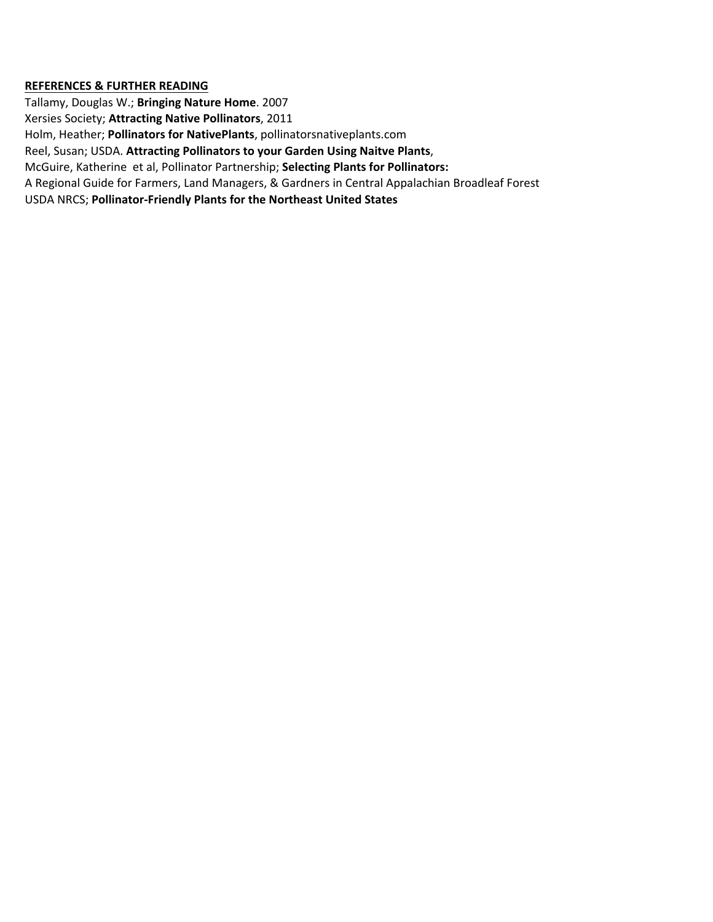**<u>REFERENCES & FURTHER READING</u>**

Tallamy, Douglas W.; **Bringing Nature Home**. 2007

Xersies Society; **Attracting Native Pollinators**, 2011

Holm, Heather; **Pollinators for NativePlants**, pollinatorsnativeplants.com

Reel, Susan; USDA. **Attracting Pollinators to your Garden Using Naitve Plants**,

McGuire, Katherine et al, Pollinator Partnership; **Selecting Plants for Pollinators:**

A Regional Guide for Farmers, Land Managers, & Gardners in Central Appalachian Broadleaf Forest

USDA NRCS; **Pollinator-Friendly Plants for the Northeast United States**